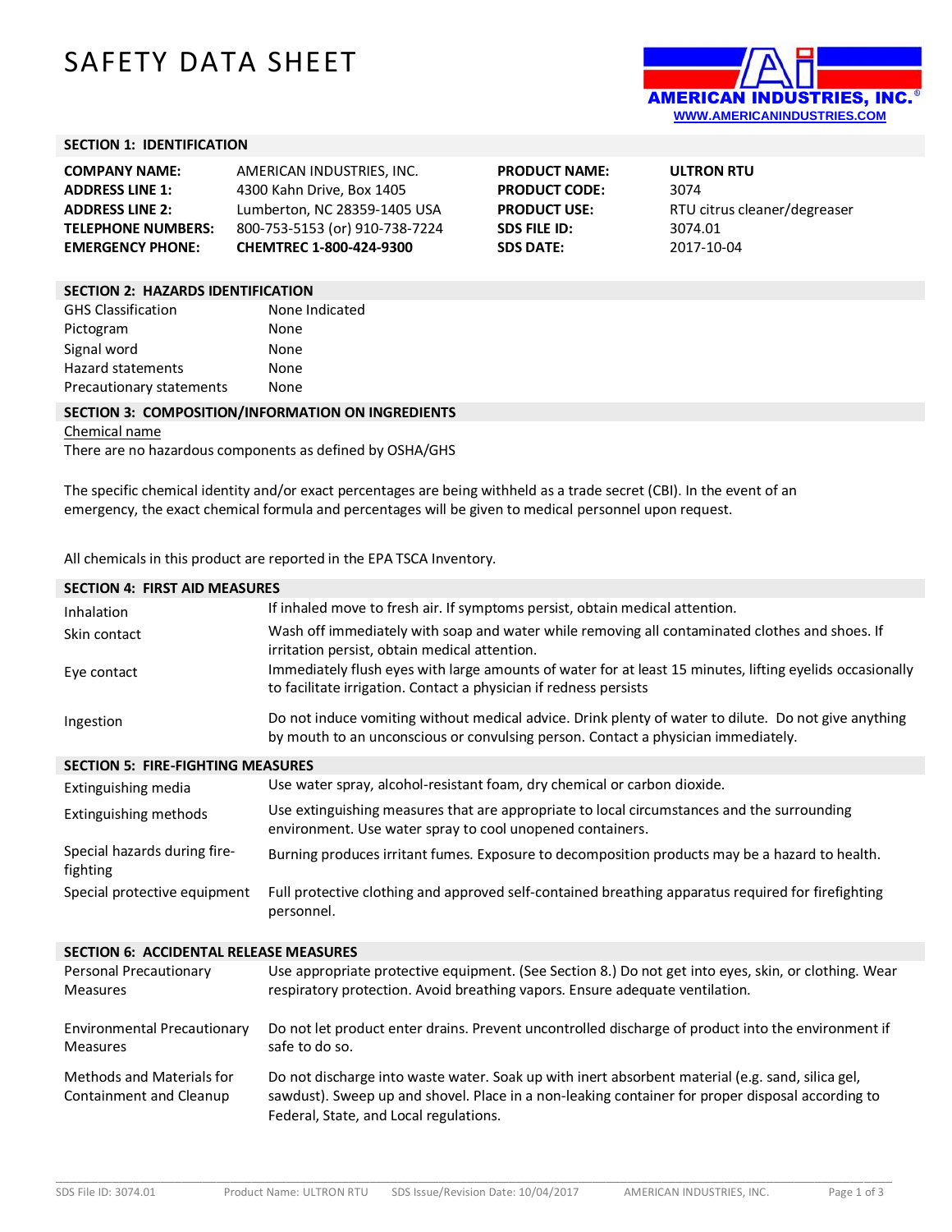# SAFETY DATA SHEET

AMERICAN INDUSTRIES, INC.®
WWW.AMERICANINDUSTRIES.COM

## SECTION 1: IDENTIFICATION

| | | | |
|---|---|---|---|
| **COMPANY NAME:** | AMERICAN INDUSTRIES, INC. | **PRODUCT NAME:** | **ULTRON RTU** |
| **ADDRESS LINE 1:** | 4300 Kahn Drive, Box 1405 | **PRODUCT CODE:** | 3074 |
| **ADDRESS LINE 2:** | Lumberton, NC 28359-1405 USA | **PRODUCT USE:** | RTU citrus cleaner/degreaser |
| **TELEPHONE NUMBERS:** | 800-753-5153 (or) 910-738-7224 | **SDS FILE ID:** | 3074.01 |
| **EMERGENCY PHONE:** | **CHEMTREC 1-800-424-9300** | **SDS DATE:** | 2017-10-04 |

## SECTION 2: HAZARDS IDENTIFICATION

| | |
|---|---|
| GHS Classification | None Indicated |
| Pictogram | None |
| Signal word | None |
| Hazard statements | None |
| Precautionary statements | None |

## SECTION 3: COMPOSITION/INFORMATION ON INGREDIENTS

Chemical name

There are no hazardous components as defined by OSHA/GHS

The specific chemical identity and/or exact percentages are being withheld as a trade secret (CBI). In the event of an emergency, the exact chemical formula and percentages will be given to medical personnel upon request.

All chemicals in this product are reported in the EPA TSCA Inventory.

## SECTION 4: FIRST AID MEASURES

| | |
|---|---|
| Inhalation | If inhaled move to fresh air. If symptoms persist, obtain medical attention. |
| Skin contact | Wash off immediately with soap and water while removing all contaminated clothes and shoes. If irritation persist, obtain medical attention. |
| Eye contact | Immediately flush eyes with large amounts of water for at least 15 minutes, lifting eyelids occasionally to facilitate irrigation. Contact a physician if redness persists |
| Ingestion | Do not induce vomiting without medical advice. Drink plenty of water to dilute. Do not give anything by mouth to an unconscious or convulsing person. Contact a physician immediately. |

## SECTION 5: FIRE-FIGHTING MEASURES

| | |
|---|---|
| Extinguishing media | Use water spray, alcohol-resistant foam, dry chemical or carbon dioxide. |
| Extinguishing methods | Use extinguishing measures that are appropriate to local circumstances and the surrounding environment. Use water spray to cool unopened containers. |
| Special hazards during fire-fighting | Burning produces irritant fumes. Exposure to decomposition products may be a hazard to health. |
| Special protective equipment | Full protective clothing and approved self-contained breathing apparatus required for firefighting personnel. |

## SECTION 6: ACCIDENTAL RELEASE MEASURES

| | |
|---|---|
| Personal Precautionary Measures | Use appropriate protective equipment. (See Section 8.) Do not get into eyes, skin, or clothing. Wear respiratory protection. Avoid breathing vapors. Ensure adequate ventilation. |
| Environmental Precautionary Measures | Do not let product enter drains. Prevent uncontrolled discharge of product into the environment if safe to do so. |
| Methods and Materials for Containment and Cleanup | Do not discharge into waste water. Soak up with inert absorbent material (e.g. sand, silica gel, sawdust). Sweep up and shovel. Place in a non-leaking container for proper disposal according to Federal, State, and Local regulations. |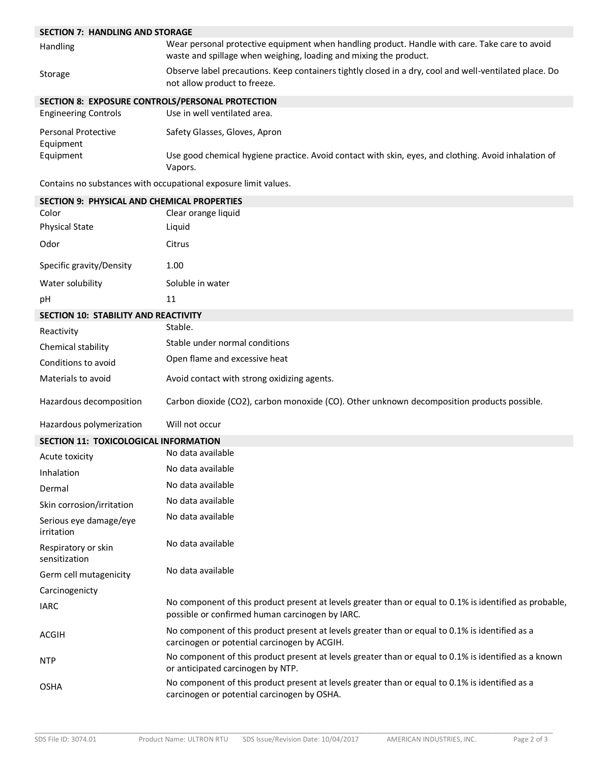## SECTION 7: HANDLING AND STORAGE

| | |
|---|---|
| Handling | Wear personal protective equipment when handling product. Handle with care. Take care to avoid waste and spillage when weighing, loading and mixing the product. |
| Storage | Observe label precautions. Keep containers tightly closed in a dry, cool and well-ventilated place. Do not allow product to freeze. |

## SECTION 8: EXPOSURE CONTROLS/PERSONAL PROTECTION

| | |
|---|---|
| Engineering Controls | Use in well ventilated area. |
| Personal Protective Equipment | Safety Glasses, Gloves, Apron |
| Equipment | Use good chemical hygiene practice. Avoid contact with skin, eyes, and clothing. Avoid inhalation of Vapors. |

Contains no substances with occupational exposure limit values.

## SECTION 9: PHYSICAL AND CHEMICAL PROPERTIES

| | |
|---|---|
| Color | Clear orange liquid |
| Physical State | Liquid |
| Odor | Citrus |
| Specific gravity/Density | 1.00 |
| Water solubility | Soluble in water |
| pH | 11 |

## SECTION 10: STABILITY AND REACTIVITY

| | |
|---|---|
| Reactivity | Stable. |
| Chemical stability | Stable under normal conditions |
| Conditions to avoid | Open flame and excessive heat |
| Materials to avoid | Avoid contact with strong oxidizing agents. |
| Hazardous decomposition | Carbon dioxide ($CO_2$), carbon monoxide (CO). Other unknown decomposition products possible. |
| Hazardous polymerization | Will not occur |

## SECTION 11: TOXICOLOGICAL INFORMATION

| | |
|---|---|
| Acute toxicity | No data available |
| Inhalation | No data available |
| Dermal | No data available |
| Skin corrosion/irritation | No data available |
| Serious eye damage/eye irritation | No data available |
| Respiratory or skin sensitization | No data available |
| Germ cell mutagenicity | No data available |
| Carcinogenicty | |
| IARC | No component of this product present at levels greater than or equal to 0.1% is identified as probable, possible or confirmed human carcinogen by IARC. |
| ACGIH | No component of this product present at levels greater than or equal to 0.1% is identified as a carcinogen or potential carcinogen by ACGIH. |
| NTP | No component of this product present at levels greater than or equal to 0.1% is identified as a known or anticipated carcinogen by NTP. |
| OSHA | No component of this product present at levels greater than or equal to 0.1% is identified as a carcinogen or potential carcinogen by OSHA. |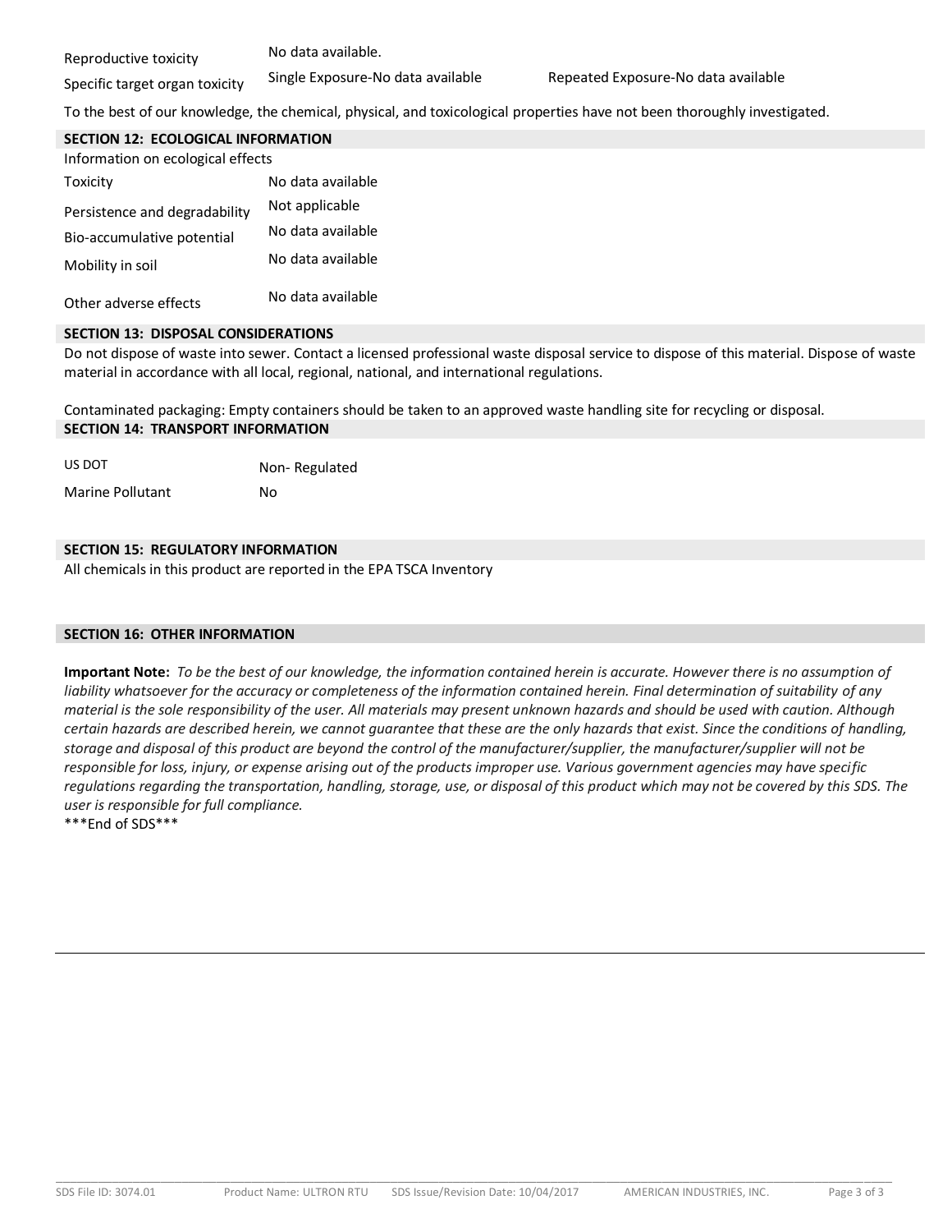| | | |
|---|---|---|
| Reproductive toxicity | No data available. | |
| Specific target organ toxicity | Single Exposure-No data available | Repeated Exposure-No data available |

To the best of our knowledge, the chemical, physical, and toxicological properties have not been thoroughly investigated.

## SECTION 12: ECOLOGICAL INFORMATION

Information on ecological effects

| | |
|---|---|
| Toxicity | No data available |
| Persistence and degradability | Not applicable |
| Bio-accumulative potential | No data available |
| Mobility in soil | No data available |
| Other adverse effects | No data available |

## SECTION 13: DISPOSAL CONSIDERATIONS

Do not dispose of waste into sewer. Contact a licensed professional waste disposal service to dispose of this material. Dispose of waste material in accordance with all local, regional, national, and international regulations.

Contaminated packaging: Empty containers should be taken to an approved waste handling site for recycling or disposal.

## SECTION 14: TRANSPORT INFORMATION

| | |
|---|---|
| US DOT | Non- Regulated |
| Marine Pollutant | No |

## SECTION 15: REGULATORY INFORMATION

All chemicals in this product are reported in the EPA TSCA Inventory

## SECTION 16: OTHER INFORMATION

**Important Note:** *To be the best of our knowledge, the information contained herein is accurate. However there is no assumption of liability whatsoever for the accuracy or completeness of the information contained herein. Final determination of suitability of any material is the sole responsibility of the user. All materials may present unknown hazards and should be used with caution. Although certain hazards are described herein, we cannot guarantee that these are the only hazards that exist. Since the conditions of handling, storage and disposal of this product are beyond the control of the manufacturer/supplier, the manufacturer/supplier will not be responsible for loss, injury, or expense arising out of the products improper use. Various government agencies may have specific regulations regarding the transportation, handling, storage, use, or disposal of this product which may not be covered by this SDS. The user is responsible for full compliance.*

***End of SDS***